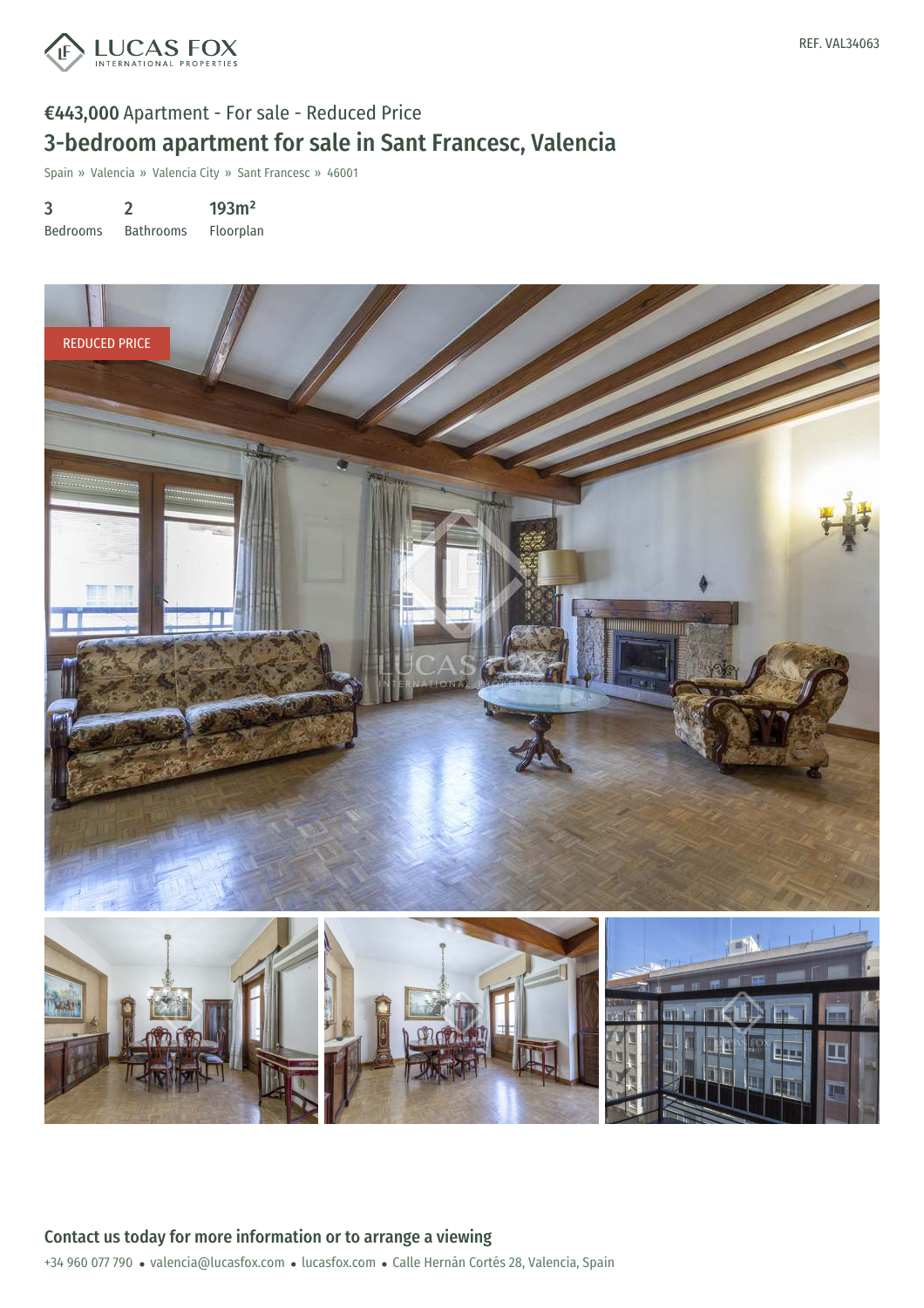LUCAS FOX
INTERNATIONAL PROPERTIES

REF. VAL34063

**€443,000** Apartment - For sale - Reduced Price

# 3-bedroom apartment for sale in Sant Francesc, Valencia

Spain » Valencia » Valencia City » Sant Francesc » 46001

| 3 | 2 | 193m² |
|---|---|---|
| Bedrooms | Bathrooms | Floorplan |

REDUCED PRICE

## Contact us today for more information or to arrange a viewing

+34 960 077 790 • valencia@lucasfox.com • lucasfox.com • Calle Hernán Cortés 28, Valencia, Spain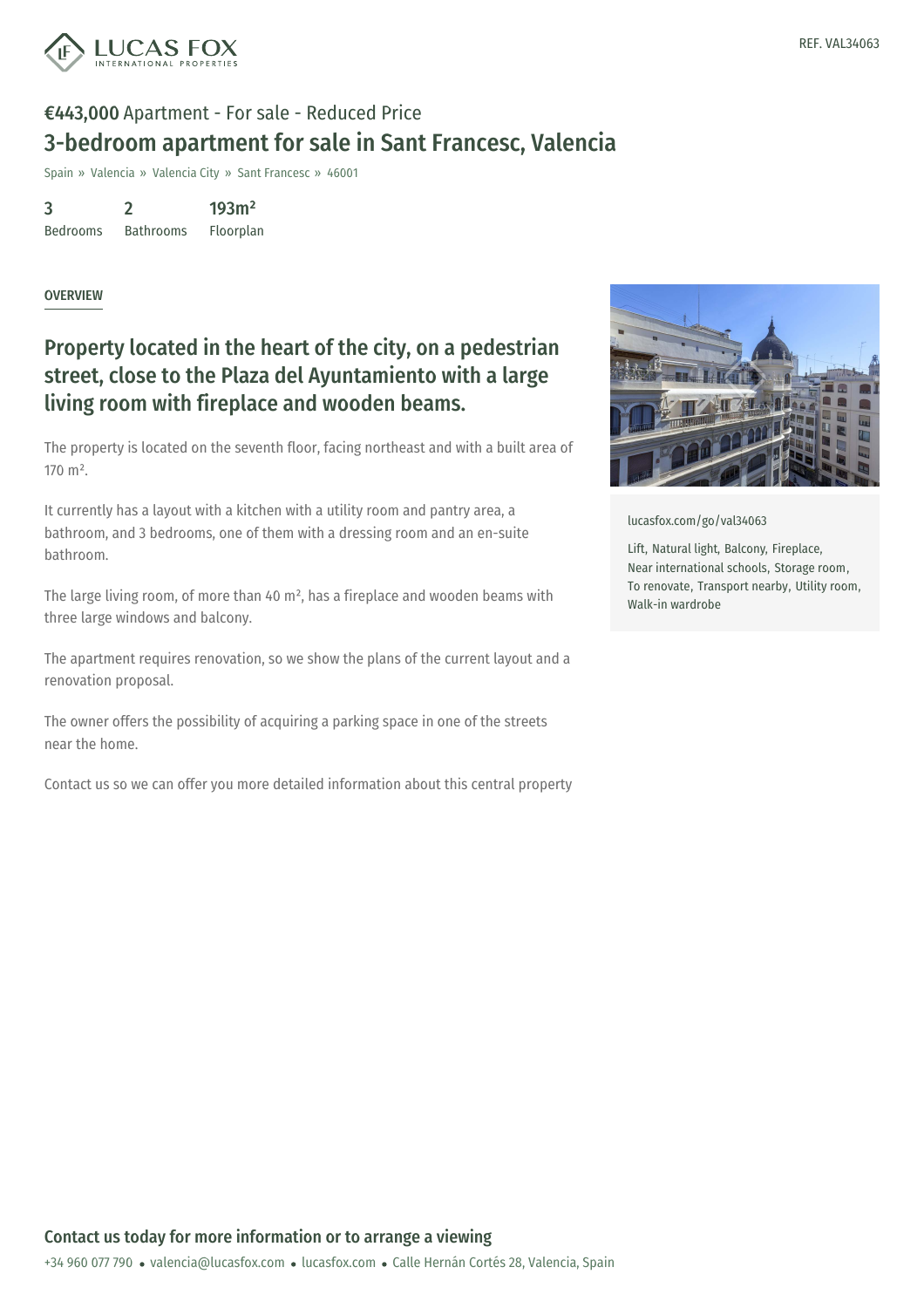REF. VAL34063

**€443,000** Apartment - For sale - Reduced Price

# 3-bedroom apartment for sale in Sant Francesc, Valencia

Spain » Valencia » Valencia City » Sant Francesc » 46001

| 3 | 2 | 193m² |
| --- | --- | --- |
| Bedrooms | Bathrooms | Floorplan |

OVERVIEW

## Property located in the heart of the city, on a pedestrian street, close to the Plaza del Ayuntamiento with a large living room with fireplace and wooden beams.

The property is located on the seventh floor, facing northeast and with a built area of 170 m².

It currently has a layout with a kitchen with a utility room and pantry area, a bathroom, and 3 bedrooms, one of them with a dressing room and an en-suite bathroom.

The large living room, of more than 40 m², has a fireplace and wooden beams with three large windows and balcony.

The apartment requires renovation, so we show the plans of the current layout and a renovation proposal.

The owner offers the possibility of acquiring a parking space in one of the streets near the home.

Contact us so we can offer you more detailed information about this central property

lucasfox.com/go/val34063

Lift, Natural light, Balcony, Fireplace, Near international schools, Storage room, To renovate, Transport nearby, Utility room, Walk-in wardrobe

**Contact us today for more information or to arrange a viewing**

+34 960 077 790 • valencia@lucasfox.com • lucasfox.com • Calle Hernán Cortés 28, Valencia, Spain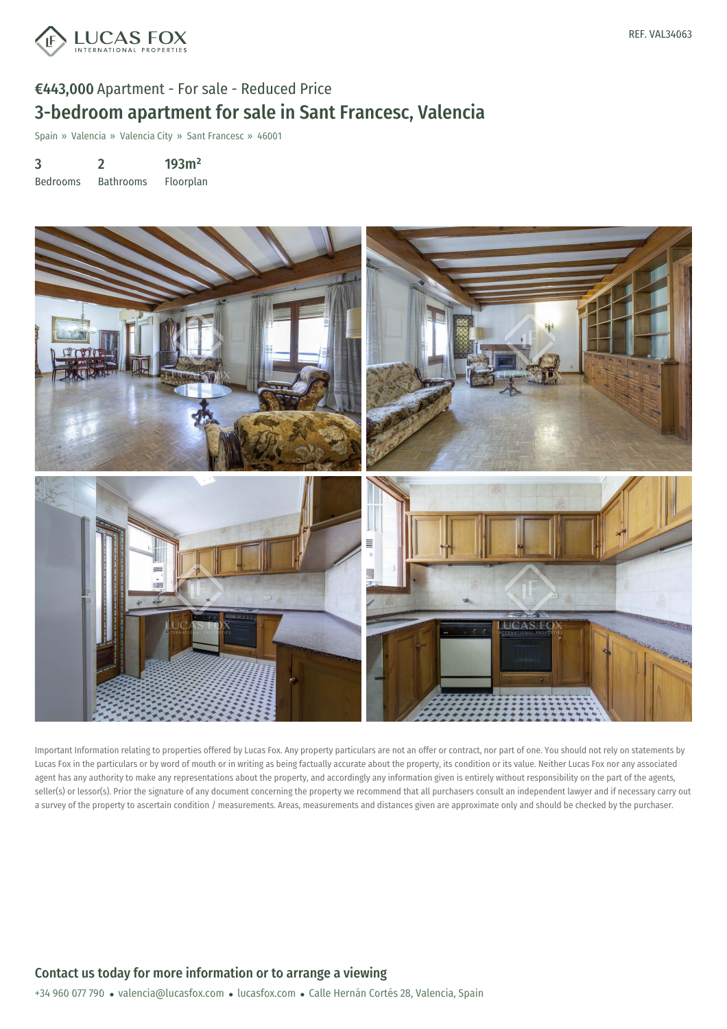REF. VAL34063

**€443,000** Apartment - For sale - Reduced Price

# 3-bedroom apartment for sale in Sant Francesc, Valencia

Spain » Valencia » Valencia City » Sant Francesc » 46001

| | | |
|---|---|---|
| 3 | 2 | 193m² |
| Bedrooms | Bathrooms | Floorplan |

Important Information relating to properties offered by Lucas Fox. Any property particulars are not an offer or contract, nor part of one. You should not rely on statements by Lucas Fox in the particulars or by word of mouth or in writing as being factually accurate about the property, its condition or its value. Neither Lucas Fox nor any associated agent has any authority to make any representations about the property, and accordingly any information given is entirely without responsibility on the part of the agents, seller(s) or lessor(s). Prior the signature of any document concerning the property we recommend that all purchasers consult an independent lawyer and if necessary carry out a survey of the property to ascertain condition / measurements. Areas, measurements and distances given are approximate only and should be checked by the purchaser.

## Contact us today for more information or to arrange a viewing

+34 960 077 790 • valencia@lucasfox.com • lucasfox.com • Calle Hernán Cortés 28, Valencia, Spain